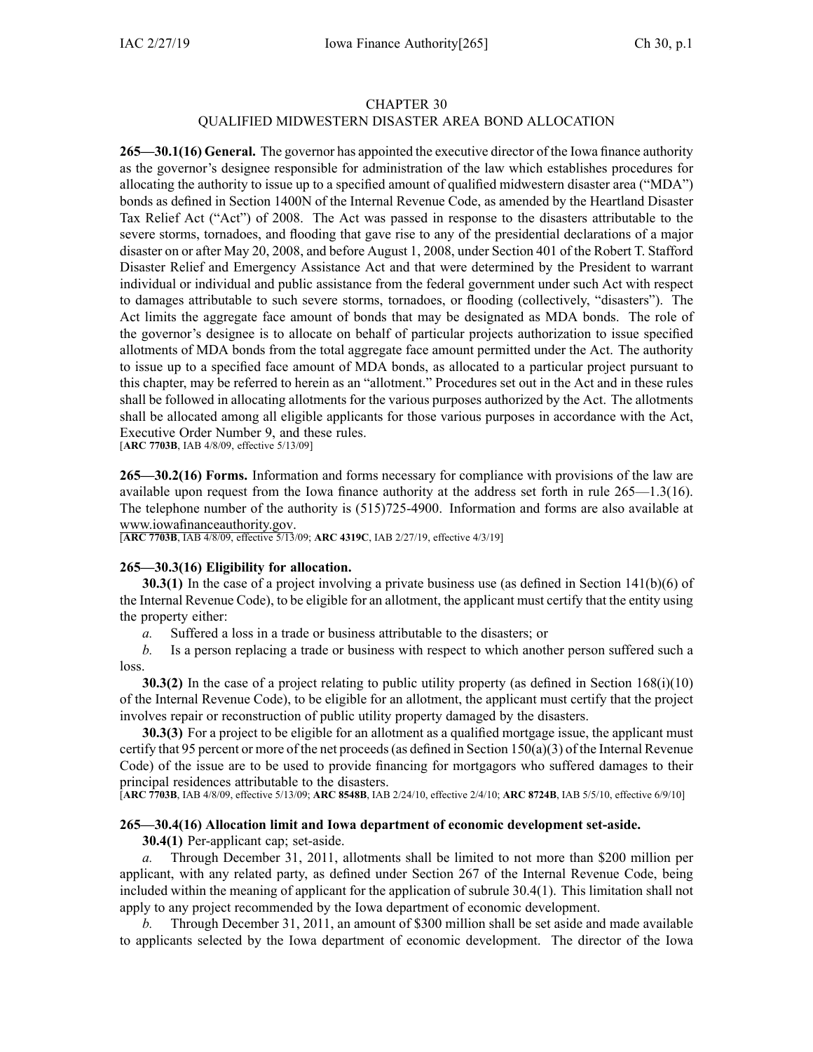# CHAPTER 30
## QUALIFIED MIDWESTERN DISASTER AREA BOND ALLOCATION

**265—30.1(16) General.** The governor has appointed the executive director of the Iowa finance authority as the governor's designee responsible for administration of the law which establishes procedures for allocating the authority to issue up to a specified amount of qualified midwestern disaster area ("MDA") bonds as defined in Section 1400N of the Internal Revenue Code, as amended by the Heartland Disaster Tax Relief Act ("Act") of 2008. The Act was passed in response to the disasters attributable to the severe storms, tornadoes, and flooding that gave rise to any of the presidential declarations of a major disaster on or after May 20, 2008, and before August 1, 2008, under Section 401 of the Robert T. Stafford Disaster Relief and Emergency Assistance Act and that were determined by the President to warrant individual or individual and public assistance from the federal government under such Act with respect to damages attributable to such severe storms, tornadoes, or flooding (collectively, "disasters"). The Act limits the aggregate face amount of bonds that may be designated as MDA bonds. The role of the governor's designee is to allocate on behalf of particular projects authorization to issue specified allotments of MDA bonds from the total aggregate face amount permitted under the Act. The authority to issue up to a specified face amount of MDA bonds, as allocated to a particular project pursuant to this chapter, may be referred to herein as an "allotment." Procedures set out in the Act and in these rules shall be followed in allocating allotments for the various purposes authorized by the Act. The allotments shall be allocated among all eligible applicants for those various purposes in accordance with the Act, Executive Order Number 9, and these rules.
[**ARC 7703B**, IAB 4/8/09, effective 5/13/09]

**265—30.2(16) Forms.** Information and forms necessary for compliance with provisions of the law are available upon request from the Iowa finance authority at the address set forth in rule 265—1.3(16). The telephone number of the authority is (515)725-4900. Information and forms are also available at www.iowafinanceauthority.gov.
[**ARC 7703B**, IAB 4/8/09, effective 5/13/09; **ARC 4319C**, IAB 2/27/19, effective 4/3/19]

**265—30.3(16) Eligibility for allocation.**

**30.3(1)** In the case of a project involving a private business use (as defined in Section 141(b)(6) of the Internal Revenue Code), to be eligible for an allotment, the applicant must certify that the entity using the property either:

*a.* Suffered a loss in a trade or business attributable to the disasters; or

*b.* Is a person replacing a trade or business with respect to which another person suffered such a loss.

**30.3(2)** In the case of a project relating to public utility property (as defined in Section 168(i)(10) of the Internal Revenue Code), to be eligible for an allotment, the applicant must certify that the project involves repair or reconstruction of public utility property damaged by the disasters.

**30.3(3)** For a project to be eligible for an allotment as a qualified mortgage issue, the applicant must certify that 95 percent or more of the net proceeds (as defined in Section 150(a)(3) of the Internal Revenue Code) of the issue are to be used to provide financing for mortgagors who suffered damages to their principal residences attributable to the disasters.
[**ARC 7703B**, IAB 4/8/09, effective 5/13/09; **ARC 8548B**, IAB 2/24/10, effective 2/4/10; **ARC 8724B**, IAB 5/5/10, effective 6/9/10]

**265—30.4(16) Allocation limit and Iowa department of economic development set-aside.**

**30.4(1)** Per-applicant cap; set-aside.

*a.* Through December 31, 2011, allotments shall be limited to not more than $200 million per applicant, with any related party, as defined under Section 267 of the Internal Revenue Code, being included within the meaning of applicant for the application of subrule 30.4(1). This limitation shall not apply to any project recommended by the Iowa department of economic development.

*b.* Through December 31, 2011, an amount of $300 million shall be set aside and made available to applicants selected by the Iowa department of economic development. The director of the Iowa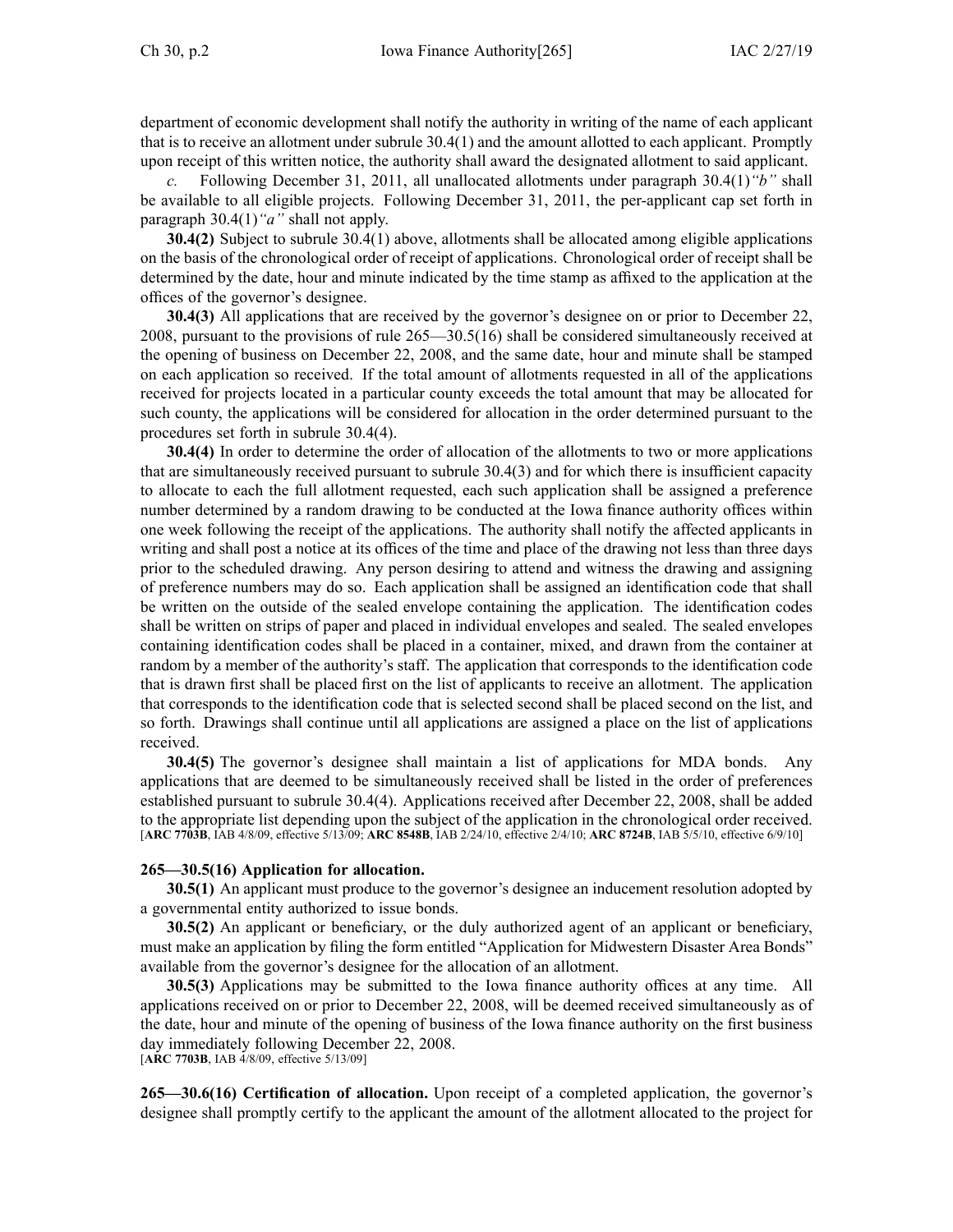department of economic development shall notify the authority in writing of the name of each applicant that is to receive an allotment under subrule 30.4(1) and the amount allotted to each applicant. Promptly upon receipt of this written notice, the authority shall award the designated allotment to said applicant.

*c.* Following December 31, 2011, all unallocated allotments under paragraph 30.4(1)*"b"* shall be available to all eligible projects. Following December 31, 2011, the per-applicant cap set forth in paragraph 30.4(1)*"a"* shall not apply.

**30.4(2)** Subject to subrule 30.4(1) above, allotments shall be allocated among eligible applications on the basis of the chronological order of receipt of applications. Chronological order of receipt shall be determined by the date, hour and minute indicated by the time stamp as affixed to the application at the offices of the governor's designee.

**30.4(3)** All applications that are received by the governor's designee on or prior to December 22, 2008, pursuant to the provisions of rule 265—30.5(16) shall be considered simultaneously received at the opening of business on December 22, 2008, and the same date, hour and minute shall be stamped on each application so received. If the total amount of allotments requested in all of the applications received for projects located in a particular county exceeds the total amount that may be allocated for such county, the applications will be considered for allocation in the order determined pursuant to the procedures set forth in subrule 30.4(4).

**30.4(4)** In order to determine the order of allocation of the allotments to two or more applications that are simultaneously received pursuant to subrule 30.4(3) and for which there is insufficient capacity to allocate to each the full allotment requested, each such application shall be assigned a preference number determined by a random drawing to be conducted at the Iowa finance authority offices within one week following the receipt of the applications. The authority shall notify the affected applicants in writing and shall post a notice at its offices of the time and place of the drawing not less than three days prior to the scheduled drawing. Any person desiring to attend and witness the drawing and assigning of preference numbers may do so. Each application shall be assigned an identification code that shall be written on the outside of the sealed envelope containing the application. The identification codes shall be written on strips of paper and placed in individual envelopes and sealed. The sealed envelopes containing identification codes shall be placed in a container, mixed, and drawn from the container at random by a member of the authority's staff. The application that corresponds to the identification code that is drawn first shall be placed first on the list of applicants to receive an allotment. The application that corresponds to the identification code that is selected second shall be placed second on the list, and so forth. Drawings shall continue until all applications are assigned a place on the list of applications received.

**30.4(5)** The governor's designee shall maintain a list of applications for MDA bonds. Any applications that are deemed to be simultaneously received shall be listed in the order of preferences established pursuant to subrule 30.4(4). Applications received after December 22, 2008, shall be added to the appropriate list depending upon the subject of the application in the chronological order received.
[**ARC 7703B**, IAB 4/8/09, effective 5/13/09; **ARC 8548B**, IAB 2/24/10, effective 2/4/10; **ARC 8724B**, IAB 5/5/10, effective 6/9/10]

**265—30.5(16) Application for allocation.**

**30.5(1)** An applicant must produce to the governor's designee an inducement resolution adopted by a governmental entity authorized to issue bonds.

**30.5(2)** An applicant or beneficiary, or the duly authorized agent of an applicant or beneficiary, must make an application by filing the form entitled "Application for Midwestern Disaster Area Bonds" available from the governor's designee for the allocation of an allotment.

**30.5(3)** Applications may be submitted to the Iowa finance authority offices at any time. All applications received on or prior to December 22, 2008, will be deemed received simultaneously as of the date, hour and minute of the opening of business of the Iowa finance authority on the first business day immediately following December 22, 2008.
[**ARC 7703B**, IAB 4/8/09, effective 5/13/09]

**265—30.6(16) Certification of allocation.** Upon receipt of a completed application, the governor's designee shall promptly certify to the applicant the amount of the allotment allocated to the project for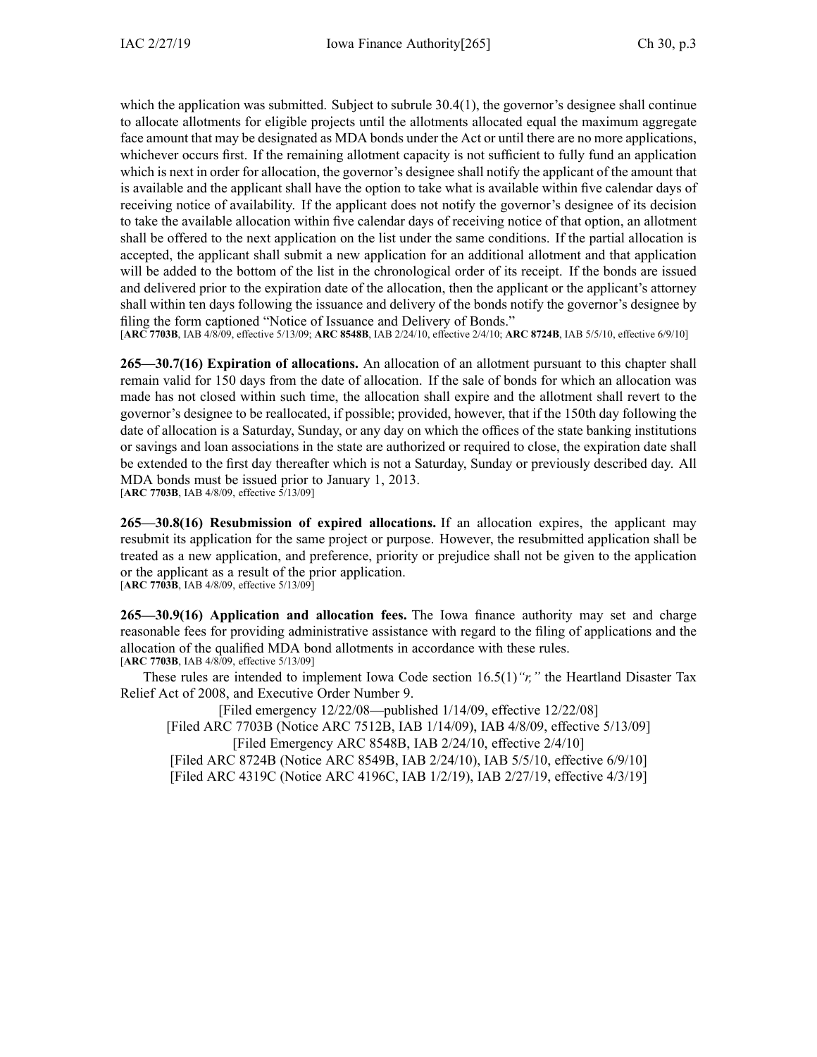which the application was submitted. Subject to subrule 30.4(1), the governor's designee shall continue to allocate allotments for eligible projects until the allotments allocated equal the maximum aggregate face amount that may be designated as MDA bonds under the Act or until there are no more applications, whichever occurs first. If the remaining allotment capacity is not sufficient to fully fund an application which is next in order for allocation, the governor's designee shall notify the applicant of the amount that is available and the applicant shall have the option to take what is available within five calendar days of receiving notice of availability. If the applicant does not notify the governor's designee of its decision to take the available allocation within five calendar days of receiving notice of that option, an allotment shall be offered to the next application on the list under the same conditions. If the partial allocation is accepted, the applicant shall submit a new application for an additional allotment and that application will be added to the bottom of the list in the chronological order of its receipt. If the bonds are issued and delivered prior to the expiration date of the allocation, then the applicant or the applicant's attorney shall within ten days following the issuance and delivery of the bonds notify the governor's designee by filing the form captioned "Notice of Issuance and Delivery of Bonds."
[**ARC 7703B**, IAB 4/8/09, effective 5/13/09; **ARC 8548B**, IAB 2/24/10, effective 2/4/10; **ARC 8724B**, IAB 5/5/10, effective 6/9/10]

**265—30.7(16) Expiration of allocations.** An allocation of an allotment pursuant to this chapter shall remain valid for 150 days from the date of allocation. If the sale of bonds for which an allocation was made has not closed within such time, the allocation shall expire and the allotment shall revert to the governor's designee to be reallocated, if possible; provided, however, that if the 150th day following the date of allocation is a Saturday, Sunday, or any day on which the offices of the state banking institutions or savings and loan associations in the state are authorized or required to close, the expiration date shall be extended to the first day thereafter which is not a Saturday, Sunday or previously described day. All MDA bonds must be issued prior to January 1, 2013.
[**ARC 7703B**, IAB 4/8/09, effective 5/13/09]

**265—30.8(16) Resubmission of expired allocations.** If an allocation expires, the applicant may resubmit its application for the same project or purpose. However, the resubmitted application shall be treated as a new application, and preference, priority or prejudice shall not be given to the application or the applicant as a result of the prior application.
[**ARC 7703B**, IAB 4/8/09, effective 5/13/09]

**265—30.9(16) Application and allocation fees.** The Iowa finance authority may set and charge reasonable fees for providing administrative assistance with regard to the filing of applications and the allocation of the qualified MDA bond allotments in accordance with these rules.
[**ARC 7703B**, IAB 4/8/09, effective 5/13/09]

These rules are intended to implement Iowa Code section 16.5(1)*"r,"* the Heartland Disaster Tax Relief Act of 2008, and Executive Order Number 9.

[Filed emergency 12/22/08—published 1/14/09, effective 12/22/08]
[Filed ARC 7703B (Notice ARC 7512B, IAB 1/14/09), IAB 4/8/09, effective 5/13/09]
[Filed Emergency ARC 8548B, IAB 2/24/10, effective 2/4/10]
[Filed ARC 8724B (Notice ARC 8549B, IAB 2/24/10), IAB 5/5/10, effective 6/9/10]
[Filed ARC 4319C (Notice ARC 4196C, IAB 1/2/19), IAB 2/27/19, effective 4/3/19]